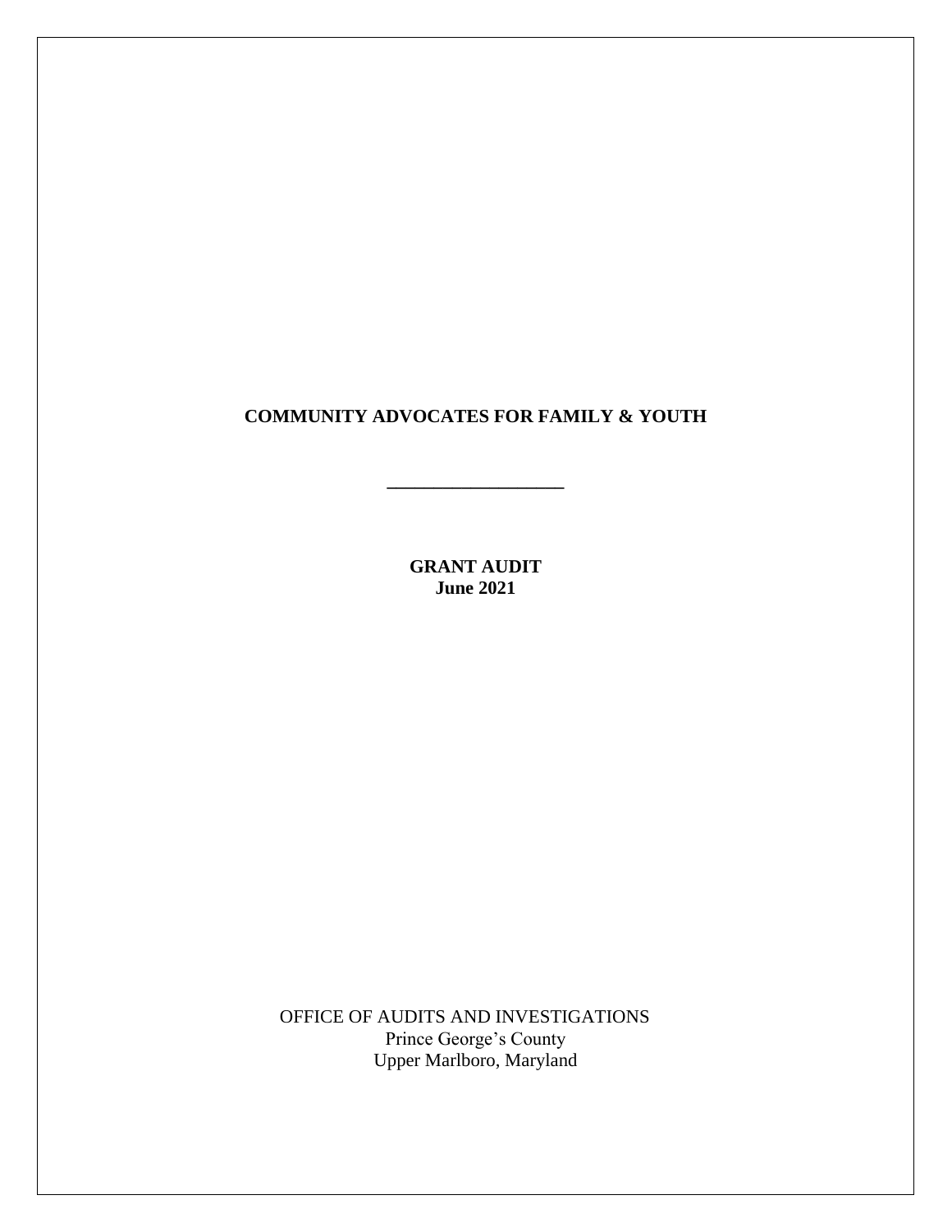# COMMUNITY ADVOCATES FOR FAMILY & YOUTH

---

**GRANT AUDIT**
**June 2021**

OFFICE OF AUDITS AND INVESTIGATIONS
Prince George's County
Upper Marlboro, Maryland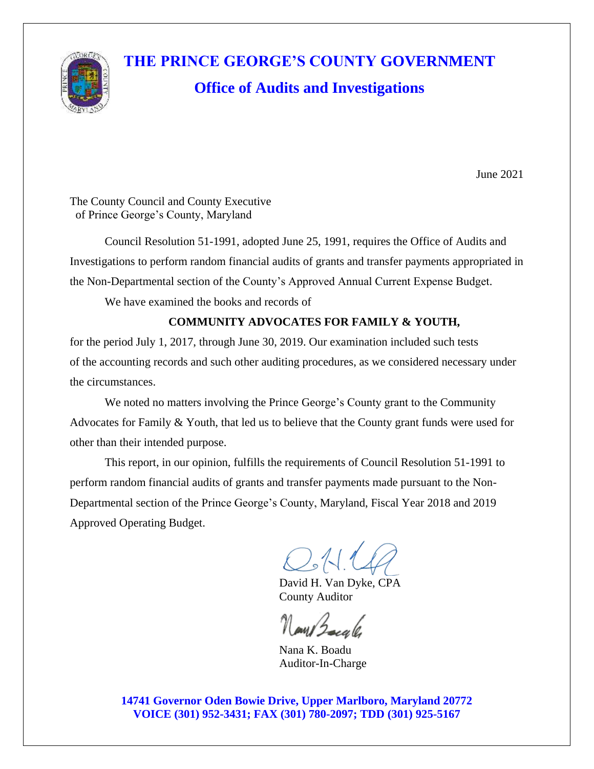# THE PRINCE GEORGE'S COUNTY GOVERNMENT

## Office of Audits and Investigations

June 2021

The County Council and County Executive
of Prince George's County, Maryland

Council Resolution 51-1991, adopted June 25, 1991, requires the Office of Audits and Investigations to perform random financial audits of grants and transfer payments appropriated in the Non-Departmental section of the County's Approved Annual Current Expense Budget.

We have examined the books and records of

**COMMUNITY ADVOCATES FOR FAMILY & YOUTH,**

for the period July 1, 2017, through June 30, 2019. Our examination included such tests of the accounting records and such other auditing procedures, as we considered necessary under the circumstances.

We noted no matters involving the Prince George's County grant to the Community Advocates for Family & Youth, that led us to believe that the County grant funds were used for other than their intended purpose.

This report, in our opinion, fulfills the requirements of Council Resolution 51-1991 to perform random financial audits of grants and transfer payments made pursuant to the Non-Departmental section of the Prince George's County, Maryland, Fiscal Year 2018 and 2019 Approved Operating Budget.

David H. Van Dyke, CPA
County Auditor

Nana K. Boadu
Auditor-In-Charge

**14741 Governor Oden Bowie Drive, Upper Marlboro, Maryland 20772**
**VOICE (301) 952-3431; FAX (301) 780-2097; TDD (301) 925-5167**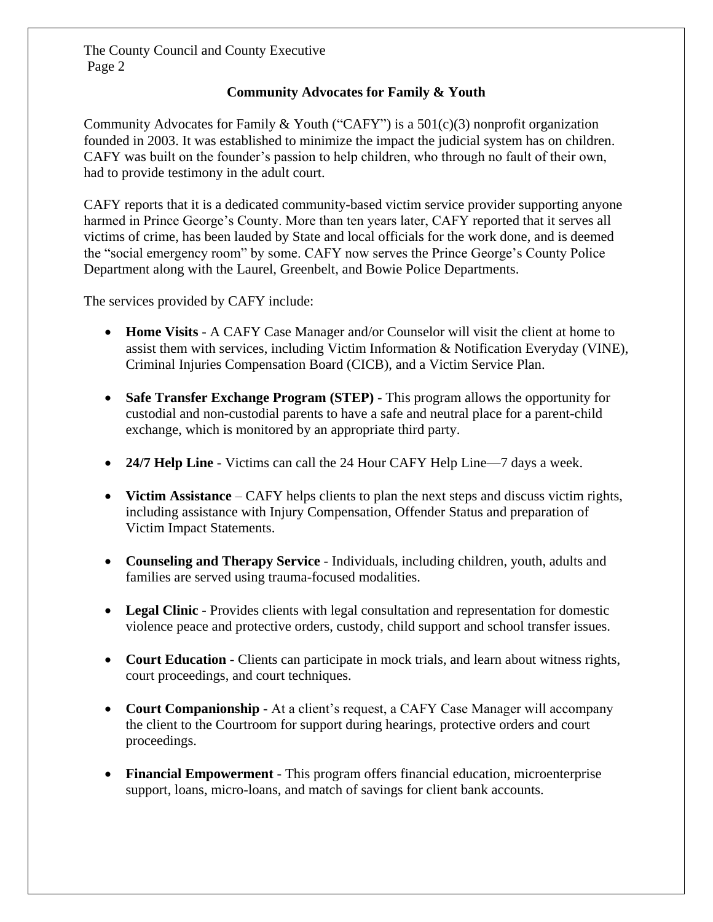## Community Advocates for Family & Youth

Community Advocates for Family & Youth ("CAFY") is a 501(c)(3) nonprofit organization founded in 2003. It was established to minimize the impact the judicial system has on children. CAFY was built on the founder's passion to help children, who through no fault of their own, had to provide testimony in the adult court.

CAFY reports that it is a dedicated community-based victim service provider supporting anyone harmed in Prince George's County. More than ten years later, CAFY reported that it serves all victims of crime, has been lauded by State and local officials for the work done, and is deemed the "social emergency room" by some. CAFY now serves the Prince George's County Police Department along with the Laurel, Greenbelt, and Bowie Police Departments.

The services provided by CAFY include:

- **Home Visits** - A CAFY Case Manager and/or Counselor will visit the client at home to assist them with services, including Victim Information & Notification Everyday (VINE), Criminal Injuries Compensation Board (CICB), and a Victim Service Plan.
- **Safe Transfer Exchange Program (STEP)** - This program allows the opportunity for custodial and non-custodial parents to have a safe and neutral place for a parent-child exchange, which is monitored by an appropriate third party.
- **24/7 Help Line** - Victims can call the 24 Hour CAFY Help Line—7 days a week.
- **Victim Assistance** – CAFY helps clients to plan the next steps and discuss victim rights, including assistance with Injury Compensation, Offender Status and preparation of Victim Impact Statements.
- **Counseling and Therapy Service** - Individuals, including children, youth, adults and families are served using trauma-focused modalities.
- **Legal Clinic** - Provides clients with legal consultation and representation for domestic violence peace and protective orders, custody, child support and school transfer issues.
- **Court Education** - Clients can participate in mock trials, and learn about witness rights, court proceedings, and court techniques.
- **Court Companionship** - At a client's request, a CAFY Case Manager will accompany the client to the Courtroom for support during hearings, protective orders and court proceedings.
- **Financial Empowerment** - This program offers financial education, microenterprise support, loans, micro-loans, and match of savings for client bank accounts.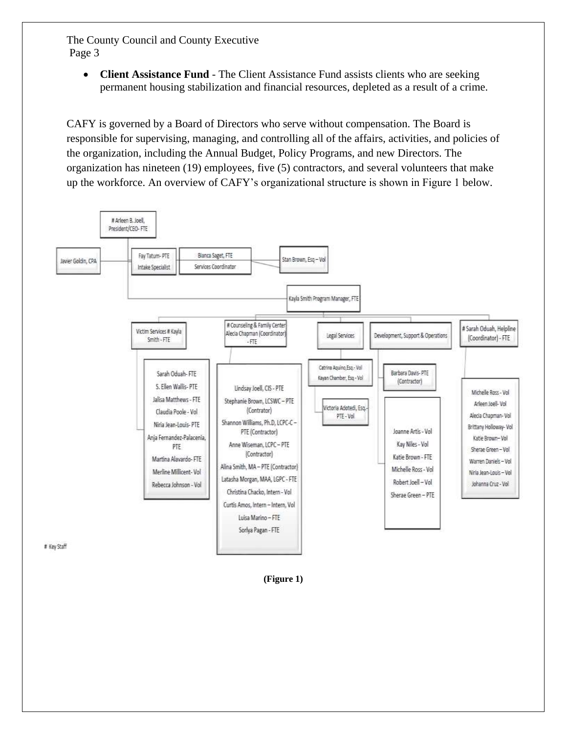- **Client Assistance Fund** - The Client Assistance Fund assists clients who are seeking permanent housing stabilization and financial resources, depleted as a result of a crime.

CAFY is governed by a Board of Directors who serve without compensation. The Board is responsible for supervising, managing, and controlling all of the affairs, activities, and policies of the organization, including the Annual Budget, Policy Programs, and new Directors. The organization has nineteen (19) employees, five (5) contractors, and several volunteers that make up the workforce. An overview of CAFY's organizational structure is shown in Figure 1 below.

- # Arleen B. Joell, President/CEO- FTE
  - Javier Goldin, CPA
  - Fay Tatum- PTE, Intake Specialist
  - Bianca Saget, FTE, Services Coordinator
  - Stan Brown, Esq – Vol
  - Kayla Smith Program Manager, FTE
    - Victim Services # Kayla Smith - FTE
      - Sarah Oduah- FTE
      - S. Ellen Wallis- PTE
      - Jalisa Matthews - FTE
      - Claudia Poole - Vol
      - Niria Jean-Louis- PTE
      - Anja Fernandez-Palacenia, PTE
      - Martina Alavardo- FTE
      - Merline Millicent- Vol
      - Rebecca Johnson - Vol
    - # Counseling & Family Center Alecia Chapman (Coordinator) - FTE
      - Lindsay Joell, CIS - PTE
      - Stephanie Brown, LCSWC – PTE (Contrator)
      - Shannon Williams, Ph.D, LCPC-C – PTE (Contractor)
      - Anne Wiseman, LCPC – PTE (Contractor)
      - Alina Smith, MA – PTE (Contractor)
      - Latasha Morgan, MAA, LGPC - FTE
      - Christina Chacko, Intern - Vol
      - Curtis Amos, Intern – Intern, Vol
      - Luisa Marino – FTE
      - Sorlya Pagan – FTE
    - Legal Services
      - Catrina Aquino,Esq.- Vol
      - Kayan Chamber, Esq - Vol
      - Victoria Adotedi, Esq.- PTE - Vol
    - Development, Support & Operations
      - Barbara Davis- PTE (Contractor)
      - Joanne Artis - Vol
      - Kay Niles - Vol
      - Katie Brown - FTE
      - Michelle Ross - Vol
      - Robert Joell – Vol
      - Sherae Green – PTE
    - # Sarah Oduah, Helpline (Coordinator) - FTE
      - Michelle Ross - Vol
      - Arleen Joell- Vol
      - Alecia Chapman- Vol
      - Brittany Holloway- Vol
      - Katie Brown– Vol
      - Sherae Green – Vol
      - Warren Daniels – Vol
      - Niria Jean-Louis – Vol
      - Johanna Cruz - Vol

# Key Staff

**(Figure 1)**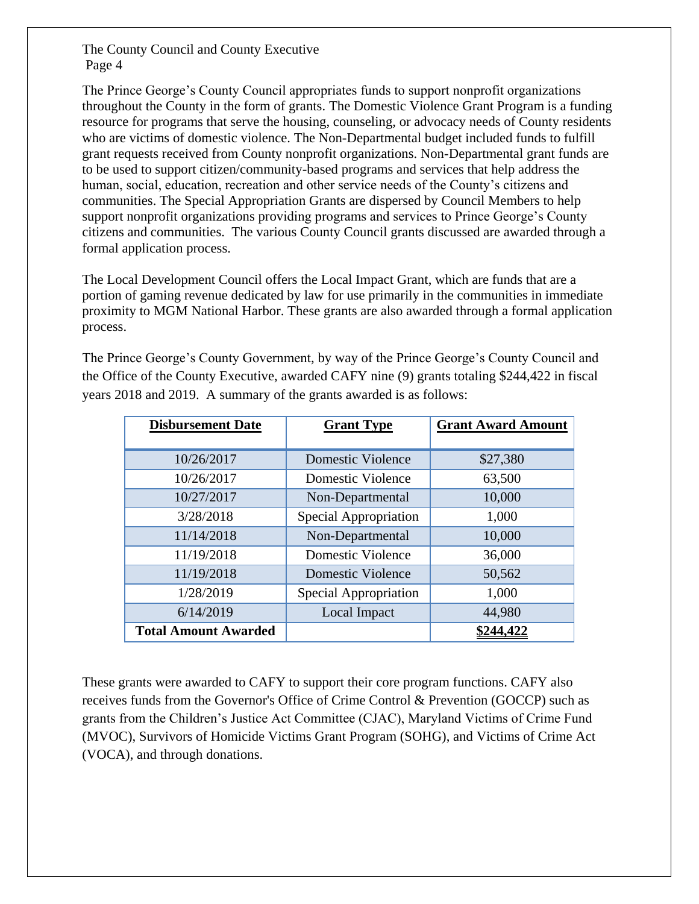The Prince George's County Council appropriates funds to support nonprofit organizations throughout the County in the form of grants. The Domestic Violence Grant Program is a funding resource for programs that serve the housing, counseling, or advocacy needs of County residents who are victims of domestic violence. The Non-Departmental budget included funds to fulfill grant requests received from County nonprofit organizations. Non-Departmental grant funds are to be used to support citizen/community-based programs and services that help address the human, social, education, recreation and other service needs of the County's citizens and communities. The Special Appropriation Grants are dispersed by Council Members to help support nonprofit organizations providing programs and services to Prince George's County citizens and communities. The various County Council grants discussed are awarded through a formal application process.

The Local Development Council offers the Local Impact Grant, which are funds that are a portion of gaming revenue dedicated by law for use primarily in the communities in immediate proximity to MGM National Harbor. These grants are also awarded through a formal application process.

The Prince George's County Government, by way of the Prince George's County Council and the Office of the County Executive, awarded CAFY nine (9) grants totaling $244,422 in fiscal years 2018 and 2019. A summary of the grants awarded is as follows:

| Disbursement Date | Grant Type | Grant Award Amount |
|---|---|---|
| 10/26/2017 | Domestic Violence | $27,380 |
| 10/26/2017 | Domestic Violence | 63,500 |
| 10/27/2017 | Non-Departmental | 10,000 |
| 3/28/2018 | Special Appropriation | 1,000 |
| 11/14/2018 | Non-Departmental | 10,000 |
| 11/19/2018 | Domestic Violence | 36,000 |
| 11/19/2018 | Domestic Violence | 50,562 |
| 1/28/2019 | Special Appropriation | 1,000 |
| 6/14/2019 | Local Impact | 44,980 |
| **Total Amount Awarded** | | **$244,422** |

These grants were awarded to CAFY to support their core program functions. CAFY also receives funds from the Governor's Office of Crime Control & Prevention (GOCCP) such as grants from the Children's Justice Act Committee (CJAC), Maryland Victims of Crime Fund (MVOC), Survivors of Homicide Victims Grant Program (SOHG), and Victims of Crime Act (VOCA), and through donations.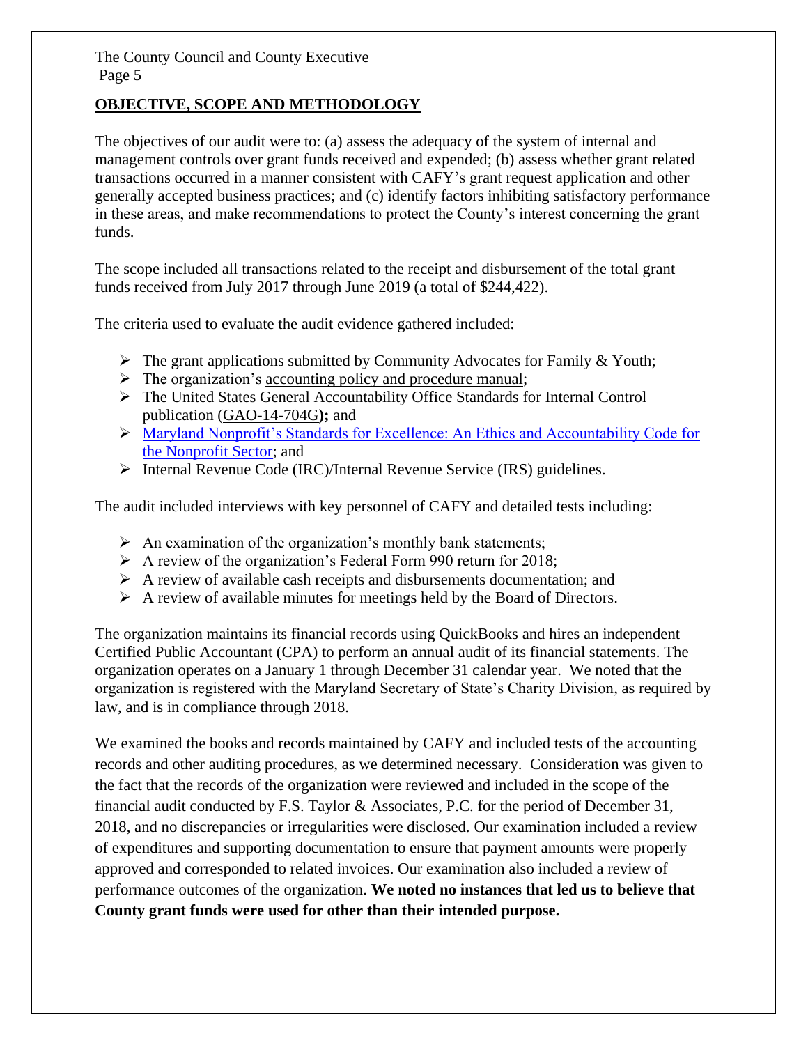## OBJECTIVE, SCOPE AND METHODOLOGY

The objectives of our audit were to: (a) assess the adequacy of the system of internal and management controls over grant funds received and expended; (b) assess whether grant related transactions occurred in a manner consistent with CAFY's grant request application and other generally accepted business practices; and (c) identify factors inhibiting satisfactory performance in these areas, and make recommendations to protect the County's interest concerning the grant funds.

The scope included all transactions related to the receipt and disbursement of the total grant funds received from July 2017 through June 2019 (a total of $244,422).

The criteria used to evaluate the audit evidence gathered included:

- The grant applications submitted by Community Advocates for Family & Youth;
- The organization's accounting policy and procedure manual;
- The United States General Accountability Office Standards for Internal Control publication (GAO-14-704G**);** and
- Maryland Nonprofit's Standards for Excellence: An Ethics and Accountability Code for the Nonprofit Sector; and
- Internal Revenue Code (IRC)/Internal Revenue Service (IRS) guidelines.

The audit included interviews with key personnel of CAFY and detailed tests including:

- An examination of the organization's monthly bank statements;
- A review of the organization's Federal Form 990 return for 2018;
- A review of available cash receipts and disbursements documentation; and
- A review of available minutes for meetings held by the Board of Directors.

The organization maintains its financial records using QuickBooks and hires an independent Certified Public Accountant (CPA) to perform an annual audit of its financial statements. The organization operates on a January 1 through December 31 calendar year. We noted that the organization is registered with the Maryland Secretary of State's Charity Division, as required by law, and is in compliance through 2018.

We examined the books and records maintained by CAFY and included tests of the accounting records and other auditing procedures, as we determined necessary. Consideration was given to the fact that the records of the organization were reviewed and included in the scope of the financial audit conducted by F.S. Taylor & Associates, P.C. for the period of December 31, 2018, and no discrepancies or irregularities were disclosed. Our examination included a review of expenditures and supporting documentation to ensure that payment amounts were properly approved and corresponded to related invoices. Our examination also included a review of performance outcomes of the organization. **We noted no instances that led us to believe that County grant funds were used for other than their intended purpose.**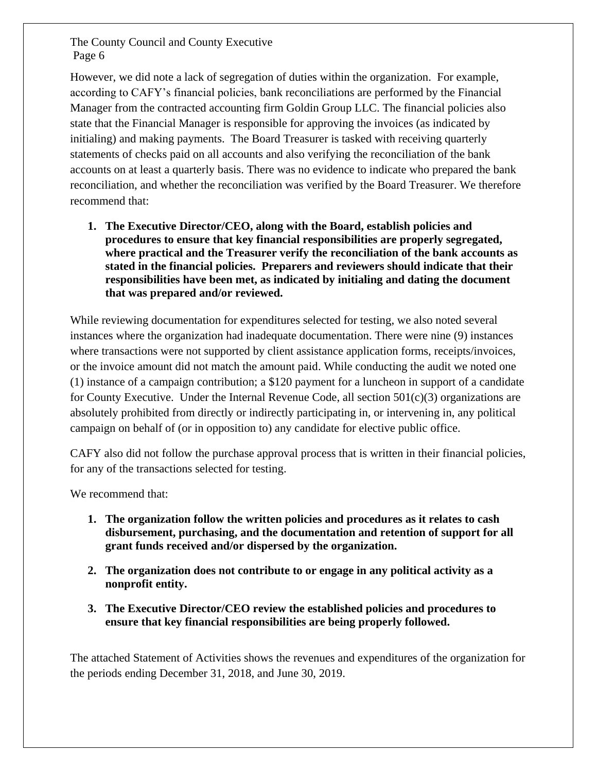However, we did note a lack of segregation of duties within the organization. For example, according to CAFY's financial policies, bank reconciliations are performed by the Financial Manager from the contracted accounting firm Goldin Group LLC. The financial policies also state that the Financial Manager is responsible for approving the invoices (as indicated by initialing) and making payments. The Board Treasurer is tasked with receiving quarterly statements of checks paid on all accounts and also verifying the reconciliation of the bank accounts on at least a quarterly basis. There was no evidence to indicate who prepared the bank reconciliation, and whether the reconciliation was verified by the Board Treasurer. We therefore recommend that:

1. **The Executive Director/CEO, along with the Board, establish policies and procedures to ensure that key financial responsibilities are properly segregated, where practical and the Treasurer verify the reconciliation of the bank accounts as stated in the financial policies. Preparers and reviewers should indicate that their responsibilities have been met, as indicated by initialing and dating the document that was prepared and/or reviewed.**

While reviewing documentation for expenditures selected for testing, we also noted several instances where the organization had inadequate documentation. There were nine (9) instances where transactions were not supported by client assistance application forms, receipts/invoices, or the invoice amount did not match the amount paid. While conducting the audit we noted one (1) instance of a campaign contribution; a $120 payment for a luncheon in support of a candidate for County Executive. Under the Internal Revenue Code, all section 501(c)(3) organizations are absolutely prohibited from directly or indirectly participating in, or intervening in, any political campaign on behalf of (or in opposition to) any candidate for elective public office.

CAFY also did not follow the purchase approval process that is written in their financial policies, for any of the transactions selected for testing.

We recommend that:

1. **The organization follow the written policies and procedures as it relates to cash disbursement, purchasing, and the documentation and retention of support for all grant funds received and/or dispersed by the organization.**
2. **The organization does not contribute to or engage in any political activity as a nonprofit entity.**
3. **The Executive Director/CEO review the established policies and procedures to ensure that key financial responsibilities are being properly followed.**

The attached Statement of Activities shows the revenues and expenditures of the organization for the periods ending December 31, 2018, and June 30, 2019.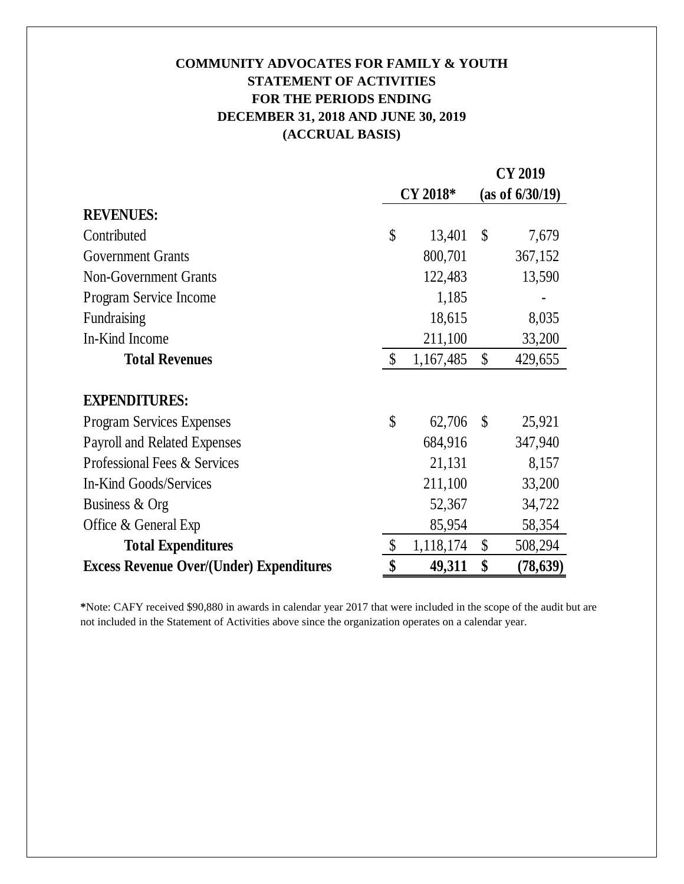**COMMUNITY ADVOCATES FOR FAMILY & YOUTH**
**STATEMENT OF ACTIVITIES**
**FOR THE PERIODS ENDING**
**DECEMBER 31, 2018 AND JUNE 30, 2019**
**(ACCRUAL BASIS)**

| | CY 2018* | CY 2019 (as of 6/30/19) |
|---|---|---|
| **REVENUES:** | | |
| Contributed | $ 13,401 | $ 7,679 |
| Government Grants | 800,701 | 367,152 |
| Non-Government Grants | 122,483 | 13,590 |
| Program Service Income | 1,185 | - |
| Fundraising | 18,615 | 8,035 |
| In-Kind Income | 211,100 | 33,200 |
| **Total Revenues** | $ 1,167,485 | $ 429,655 |
| **EXPENDITURES:** | | |
| Program Services Expenses | $ 62,706 | $ 25,921 |
| Payroll and Related Expenses | 684,916 | 347,940 |
| Professional Fees & Services | 21,131 | 8,157 |
| In-Kind Goods/Services | 211,100 | 33,200 |
| Business & Org | 52,367 | 34,722 |
| Office & General Exp | 85,954 | 58,354 |
| **Total Expenditures** | $ 1,118,174 | $ 508,294 |
| **Excess Revenue Over/(Under) Expenditures** | **$ 49,311** | **$ (78,639)** |

***Note:** CAFY received $90,880 in awards in calendar year 2017 that were included in the scope of the audit but are not included in the Statement of Activities above since the organization operates on a calendar year.